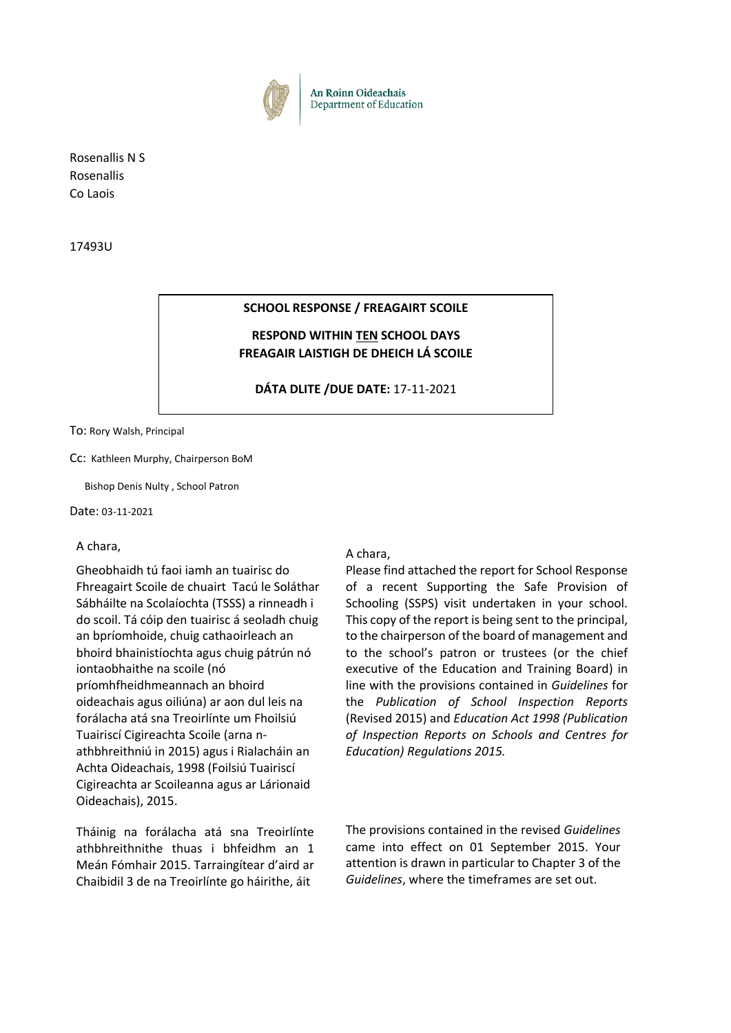An Roinn Oideachais
Department of Education

Rosenallis N S
Rosenallis
Co Laois

17493U

**SCHOOL RESPONSE / FREAGAIRT SCOILE**

**RESPOND WITHIN TEN SCHOOL DAYS**
**FREAGAIR LAISTIGH DE DHEICH LÁ SCOILE**

**DÁTA DLITE /DUE DATE:** 17-11-2021

To: Rory Walsh, Principal

Cc: Kathleen Murphy, Chairperson BoM

Bishop Denis Nulty , School Patron

Date: 03-11-2021

A chara,

Gheobhaidh tú faoi iamh an tuairisc do Fhreagairt Scoile de chuairt Tacú le Soláthar Sábháilte na Scolaíochta (TSSS) a rinneadh i do scoil. Tá cóip den tuairisc á seoladh chuig an bpríomhoide, chuig cathaoirleach an bhoird bhainistíochta agus chuig pátrún nó iontaobhaithe na scoile (nó príomhfheidhmeannach an bhoird oideachais agus oiliúna) ar aon dul leis na forálacha atá sna Treoirlínte um Fhoilsiú Tuairiscí Cigireachta Scoile (arna n-athbhreithniú in 2015) agus i Rialacháin an Achta Oideachais, 1998 (Foilsiú Tuairiscí Cigireachta ar Scoileanna agus ar Lárionaid Oideachais), 2015.

Tháinig na forálacha atá sna Treoirlínte athbhreithnithe thuas i bhfeidhm an 1 Meán Fómhair 2015. Tarraingítear d'aird ar Chaibidil 3 de na Treoirlínte go háirithe, áit

A chara,

Please find attached the report for School Response of a recent Supporting the Safe Provision of Schooling (SSPS) visit undertaken in your school. This copy of the report is being sent to the principal, to the chairperson of the board of management and to the school's patron or trustees (or the chief executive of the Education and Training Board) in line with the provisions contained in *Guidelines* for the *Publication of School Inspection Reports* (Revised 2015) and *Education Act 1998 (Publication of Inspection Reports on Schools and Centres for Education) Regulations 2015.*

The provisions contained in the revised *Guidelines* came into effect on 01 September 2015. Your attention is drawn in particular to Chapter 3 of the *Guidelines*, where the timeframes are set out.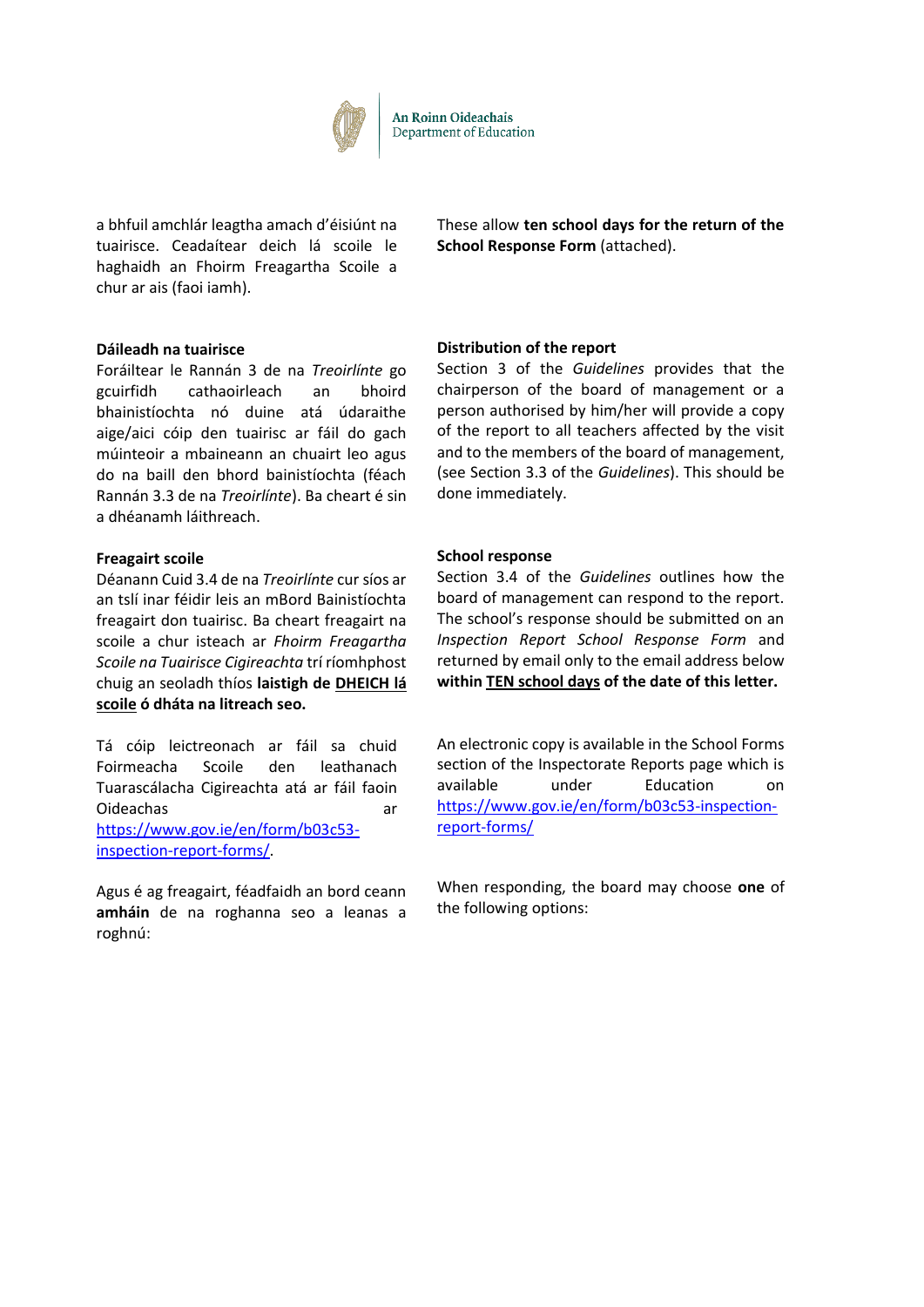a bhfuil amchlár leagtha amach d'éisiúnt na tuairisce. Ceadaítear deich lá scoile le haghaidh an Fhoirm Freagartha Scoile a chur ar ais (faoi iamh).

These allow **ten school days for the return of the School Response Form** (attached).

**Dáileadh na tuairisce**

Foráiltear le Rannán 3 de na *Treoirlínte* go gcuirfidh cathaoirleach an bhoird bhainistíochta nó duine atá údaraithe aige/aici cóip den tuairisc ar fáil do gach múinteoir a mbaineann an chuairt leo agus do na baill den bhord bainistíochta (féach Rannán 3.3 de na *Treoirlínte*). Ba cheart é sin a dhéanamh láithreach.

**Distribution of the report**

Section 3 of the *Guidelines* provides that the chairperson of the board of management or a person authorised by him/her will provide a copy of the report to all teachers affected by the visit and to the members of the board of management, (see Section 3.3 of the *Guidelines*). This should be done immediately.

**Freagairt scoile**

Déanann Cuid 3.4 de na *Treoirlínte* cur síos ar an tslí inar féidir leis an mBord Bainistíochta freagairt don tuairisc. Ba cheart freagairt na scoile a chur isteach ar *Fhoirm Freagartha Scoile na Tuairisce Cigireachta* trí ríomhphost chuig an seoladh thíos **laistigh de <u>DHEICH lá scoile</u> ó dháta na litreach seo.**

**School response**

Section 3.4 of the *Guidelines* outlines how the board of management can respond to the report. The school's response should be submitted on an *Inspection Report School Response Form* and returned by email only to the email address below **within <u>TEN school days</u> of the date of this letter.**

Tá cóip leictreonach ar fáil sa chuid Foirmeacha Scoile den leathanach Tuarascálacha Cigireachta atá ar fáil faoin Oideachas ar https://www.gov.ie/en/form/b03c53-inspection-report-forms/.

An electronic copy is available in the School Forms section of the Inspectorate Reports page which is available under Education on https://www.gov.ie/en/form/b03c53-inspection-report-forms/

Agus é ag freagairt, féadfaidh an bord ceann **amháin** de na roghanna seo a leanas a roghnú:

When responding, the board may choose **one** of the following options: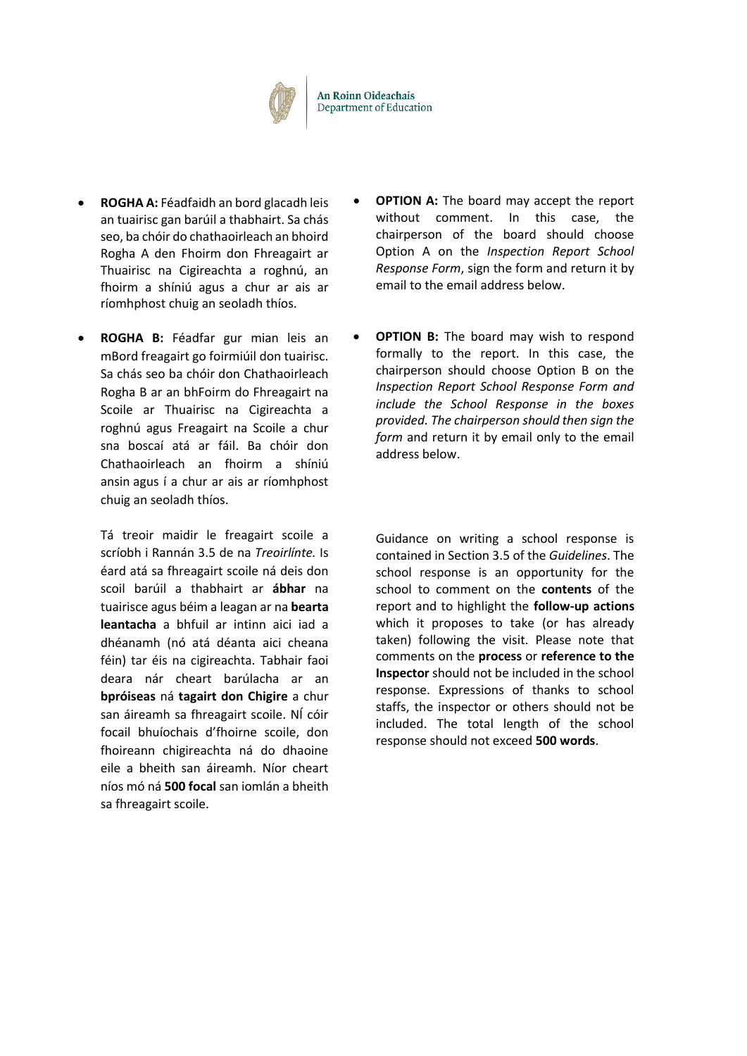- **ROGHA A:** Féadfaidh an bord glacadh leis an tuairisc gan barúil a thabhairt. Sa chás seo, ba chóir do chathaoirleach an bhoird Rogha A den Fhoirm don Fhreagairt ar Thuairisc na Cigireachta a roghnú, an fhoirm a shíniú agus a chur ar ais ar ríomhphost chuig an seoladh thíos.

- **ROGHA B:** Féadfar gur mian leis an mBord freagairt go foirmiúil don tuairisc. Sa chás seo ba chóir don Chathaoirleach Rogha B ar an bhFoirm do Fhreagairt na Scoile ar Thuairisc na Cigireachta a roghnú agus Freagairt na Scoile a chur sna boscaí atá ar fáil. Ba chóir don Chathaoirleach an fhoirm a shíniú ansin agus í a chur ar ais ar ríomhphost chuig an seoladh thíos.

  Tá treoir maidir le freagairt scoile a scríobh i Rannán 3.5 de na *Treoirlínte.* Is éard atá sa fhreagairt scoile ná deis don scoil barúil a thabhairt ar **ábhar** na tuairisce agus béim a leagan ar na **bearta leantacha** a bhfuil ar intinn aici iad a dhéanamh (nó atá déanta aici cheana féin) tar éis na cigireachta. Tabhair faoi deara nár cheart barúlacha ar an **bpróiseas** ná **tagairt don Chigire** a chur san áireamh sa fhreagairt scoile. Ní cóir focail bhuíochais d'fhoirne scoile, don fhoireann chigireachta ná do dhaoine eile a bheith san áireamh. Níor cheart níos mó ná **500 focal** san iomlán a bheith sa fhreagairt scoile.

- **OPTION A:** The board may accept the report without comment. In this case, the chairperson of the board should choose Option A on the *Inspection Report School Response Form*, sign the form and return it by email to the email address below.

- **OPTION B:** The board may wish to respond formally to the report. In this case, the chairperson should choose Option B on the *Inspection Report School Response Form and include the School Response in the boxes provided. The chairperson should then sign the form* and return it by email only to the email address below.

  Guidance on writing a school response is contained in Section 3.5 of the *Guidelines*. The school response is an opportunity for the school to comment on the **contents** of the report and to highlight the **follow-up actions** which it proposes to take (or has already taken) following the visit. Please note that comments on the **process** or **reference to the Inspector** should not be included in the school response. Expressions of thanks to school staffs, the inspector or others should not be included. The total length of the school response should not exceed **500 words**.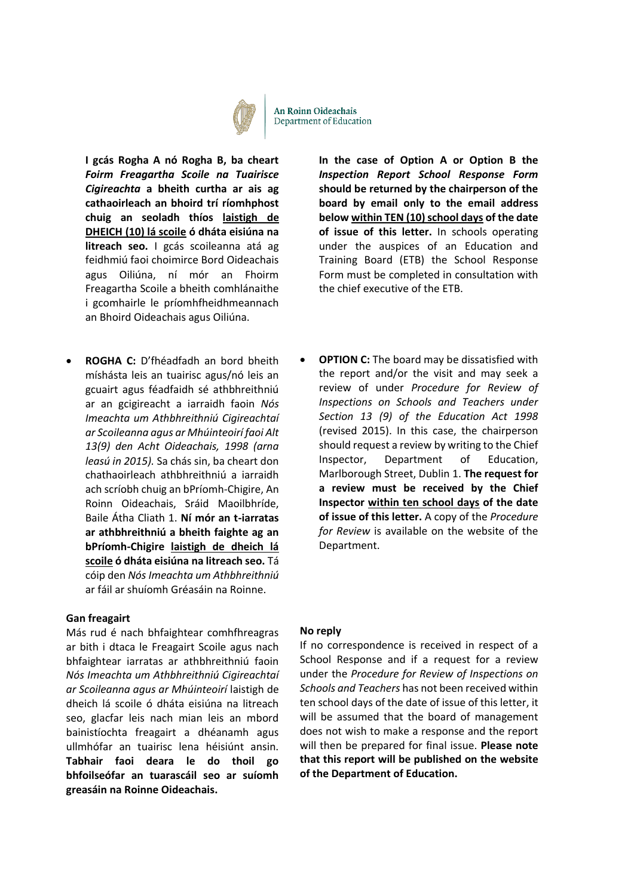**I gcás Rogha A nó Rogha B, ba cheart *Foirm Freagartha Scoile na Tuairisce Cigireachta* a bheith curtha ar ais ag cathaoirleach an bhoird trí ríomhphost chuig an seoladh thíos <u>laistigh de DHEICH (10) lá scoile</u> ó dháta eisiúna na litreach seo.** I gcás scoileanna atá ag feidhmiú faoi choimirce Bord Oideachais agus Oiliúna, ní mór an Fhoirm Freagartha Scoile a bheith comhlánaithe i gcomhairle le príomhfheidhmeannach an Bhoird Oideachais agus Oiliúna.

- **ROGHA C:** D'fhéadfadh an bord bheith míshásta leis an tuairisc agus/nó leis an gcuairt agus féadfaidh sé athbhreithniú ar an gcigireacht a iarraidh faoin *Nós Imeachta um Athbhreithniú Cigireachtaí ar Scoileanna agus ar Mhúinteoirí faoi Alt 13(9) den Acht Oideachais, 1998 (arna leasú in 2015).* Sa chás sin, ba cheart don chathaoirleach athbhreithniú a iarraidh ach scríobh chuig an bPríomh-Chigire, An Roinn Oideachais, Sráid Maoilbhríde, Baile Átha Cliath 1. **Ní mór an t-iarratas ar athbhreithniú a bheith faighte ag an bPríomh-Chigire <u>laistigh de dheich lá scoile</u> ó dháta eisiúna na litreach seo.** Tá cóip den *Nós Imeachta um Athbhreithniú* ar fáil ar shuíomh Gréasáin na Roinne.

**Gan freagairt**

Más rud é nach bhfaightear comhfhreagras ar bith i dtaca le Freagairt Scoile agus nach bhfaightear iarratas ar athbhreithniú faoin *Nós Imeachta um Athbhreithniú Cigireachtaí ar Scoileanna agus ar Mhúinteoirí* laistigh de dheich lá scoile ó dháta eisiúna na litreach seo, glacfar leis nach mian leis an mbord bainistíochta freagairt a dhéanamh agus ullmhófar an tuairisc lena héisiúnt ansin. **Tabhair faoi deara le do thoil go bhfoilseófar an tuarascáil seo ar suíomh greasáin na Roinne Oideachais.**

**In the case of Option A or Option B the *Inspection Report School Response Form* should be returned by the chairperson of the board by email only to the email address below <u>within TEN (10) school days</u> of the date of issue of this letter.** In schools operating under the auspices of an Education and Training Board (ETB) the School Response Form must be completed in consultation with the chief executive of the ETB.

- **OPTION C:** The board may be dissatisfied with the report and/or the visit and may seek a review of under *Procedure for Review of Inspections on Schools and Teachers under Section 13 (9) of the Education Act 1998* (revised 2015). In this case, the chairperson should request a review by writing to the Chief Inspector, Department of Education, Marlborough Street, Dublin 1. **The request for a review must be received by the Chief Inspector <u>within ten school days</u> of the date of issue of this letter.** A copy of the *Procedure for Review* is available on the website of the Department.

**No reply**

If no correspondence is received in respect of a School Response and if a request for a review under the *Procedure for Review of Inspections on Schools and Teachers* has not been received within ten school days of the date of issue of this letter, it will be assumed that the board of management does not wish to make a response and the report will then be prepared for final issue. **Please note that this report will be published on the website of the Department of Education.**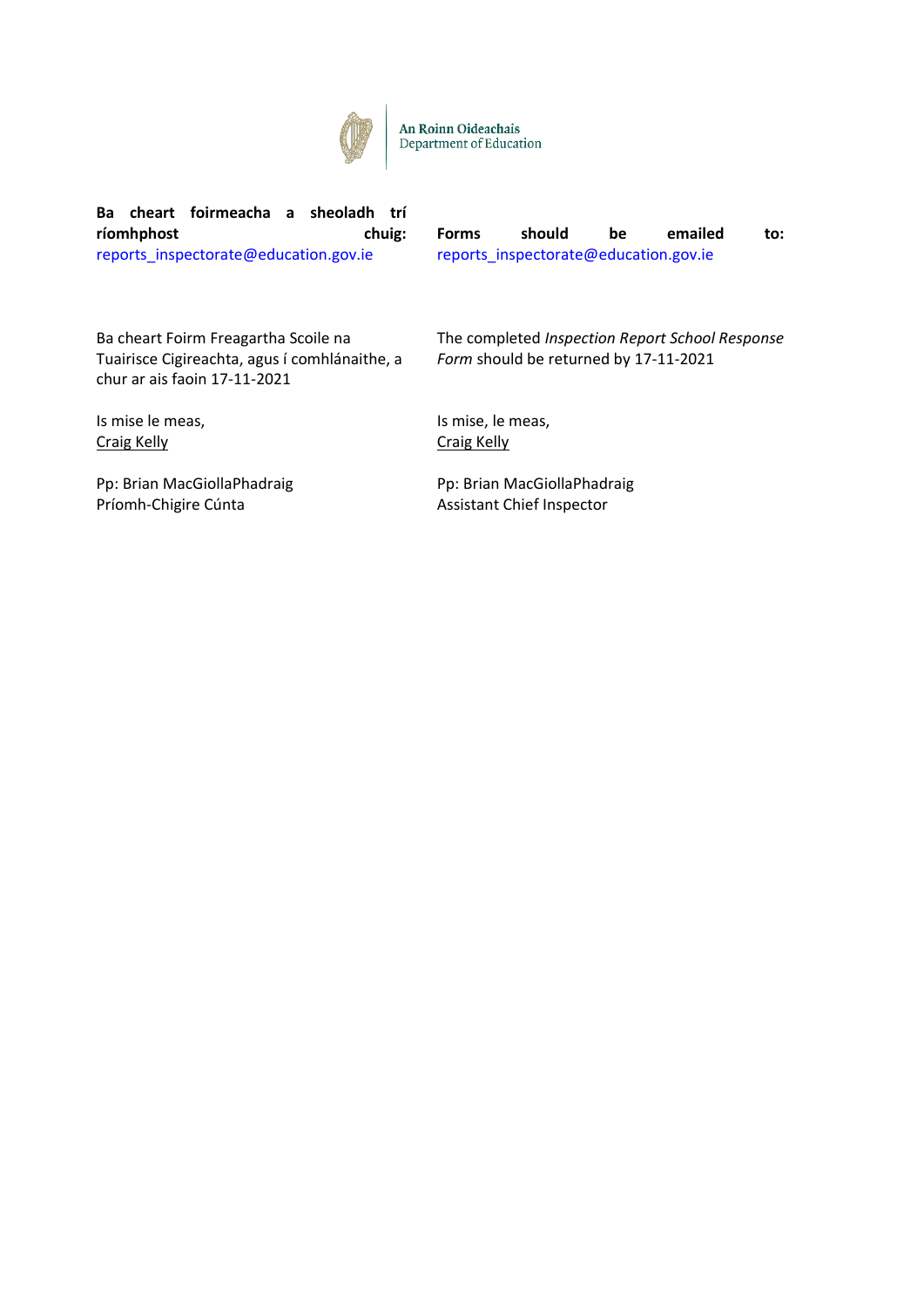An Roinn Oideachais
Department of Education

**Ba cheart foirmeacha a sheoladh trí ríomhphost chuig:** reports_inspectorate@education.gov.ie

Ba cheart Foirm Freagartha Scoile na Tuairisce Cigireachta, agus í comhlánaithe, a chur ar ais faoin 17-11-2021

Is mise le meas,
Craig Kelly

Pp: Brian MacGiollaPhadraig
Príomh-Chigire Cúnta

**Forms should be emailed to:** reports_inspectorate@education.gov.ie

The completed *Inspection Report School Response Form* should be returned by 17-11-2021

Is mise, le meas,
Craig Kelly

Pp: Brian MacGiollaPhadraig
Assistant Chief Inspector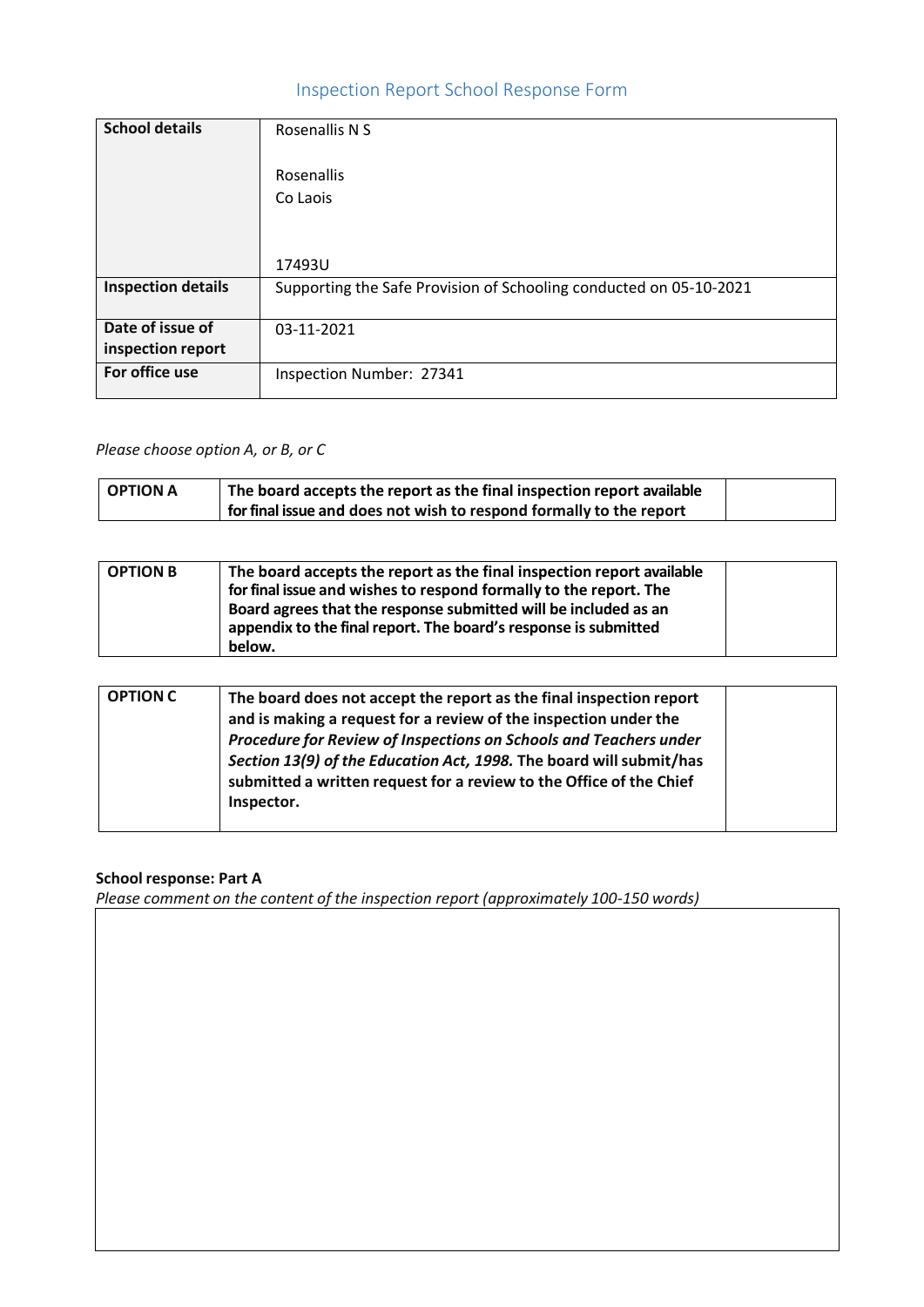# Inspection Report School Response Form

| | |
|---|---|
| **School details** | Rosenallis N S<br><br>Rosenallis<br>Co Laois<br><br><br>17493U |
| **Inspection details** | Supporting the Safe Provision of Schooling conducted on 05-10-2021 |
| **Date of issue of inspection report** | 03-11-2021 |
| **For office use** | Inspection Number: 27341 |

*Please choose option A, or B, or C*

| | | |
|---|---|---|
| **OPTION A** | **The board accepts the report as the final inspection report available for final issue and does not wish to respond formally to the report** | |

| | | |
|---|---|---|
| **OPTION B** | **The board accepts the report as the final inspection report available for final issue and wishes to respond formally to the report. The Board agrees that the response submitted will be included as an appendix to the final report. The board's response is submitted below.** | |

| | | |
|---|---|---|
| **OPTION C** | **The board does not accept the report as the final inspection report and is making a request for a review of the inspection under the *Procedure for Review of Inspections on Schools and Teachers under Section 13(9) of the Education Act, 1998.* The board will submit/has submitted a written request for a review to the Office of the Chief Inspector.** | |

**School response: Part A**

*Please comment on the content of the inspection report (approximately 100-150 words)*

| |
|---|
| |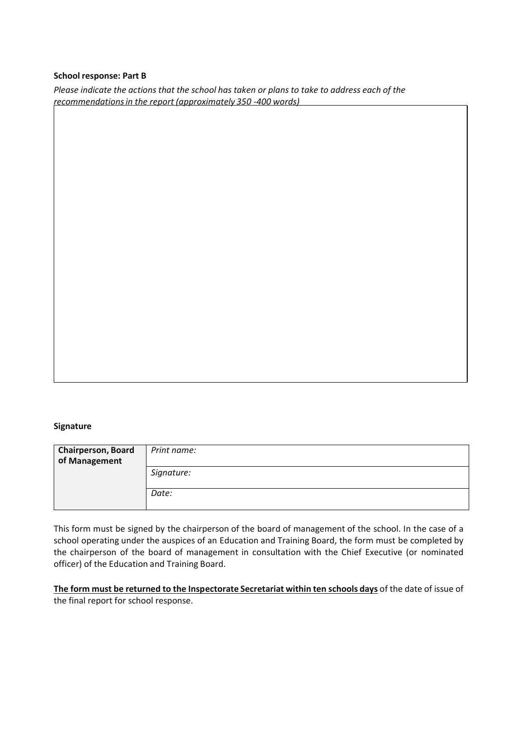**School response: Part B**

*Please indicate the actions that the school has taken or plans to take to address each of the recommendations in the report (approximately 350 -400 words)*

**Signature**

| **Chairperson, Board of Management** | *Print name:* |
| --- | --- |
| | *Signature:* |
| | *Date:* |

This form must be signed by the chairperson of the board of management of the school. In the case of a school operating under the auspices of an Education and Training Board, the form must be completed by the chairperson of the board of management in consultation with the Chief Executive (or nominated officer) of the Education and Training Board.

**The form must be returned to the Inspectorate Secretariat within ten schools days** of the date of issue of the final report for school response.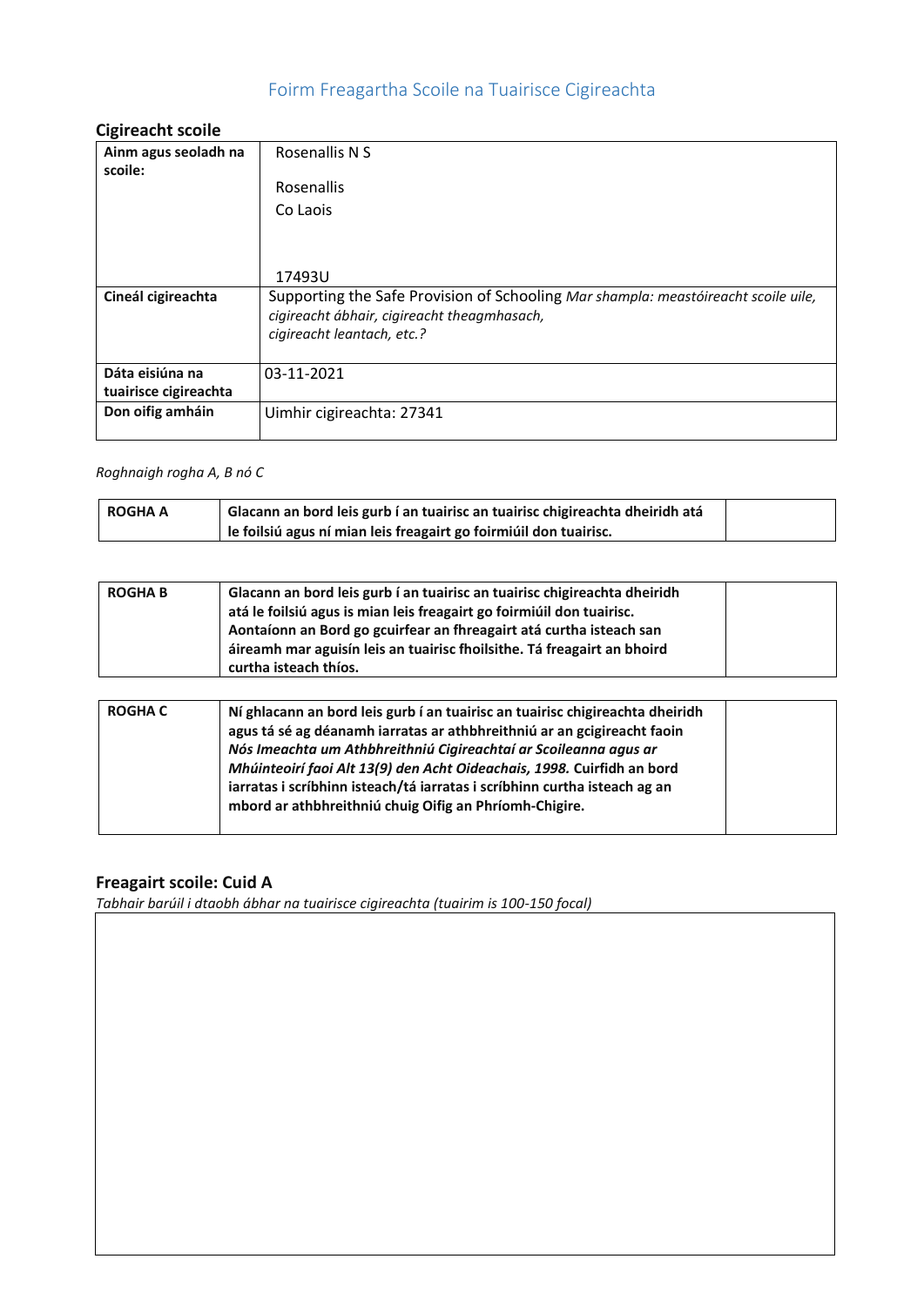## Foirm Freagartha Scoile na Tuairisce Cigireachta

### Cigireacht scoile

| | |
|---|---|
| **Ainm agus seoladh na scoile:** | Rosenallis N S<br><br>Rosenallis<br>Co Laois<br><br><br>17493U |
| **Cineál cigireachta** | Supporting the Safe Provision of Schooling *Mar shampla: meastóireacht scoile uile, cigireacht ábhair, cigireacht theagmhasach, cigireacht leantach, etc.?* |
| **Dáta eisiúna na tuairisce cigireachta** | 03-11-2021 |
| **Don oifig amháin** | Uimhir cigireachta: 27341 |

*Roghnaigh rogha A, B nó C*

| | | |
|---|---|---|
| **ROGHA A** | **Glacann an bord leis gurb í an tuairisc an tuairisc chigireachta dheiridh atá le foilsiú agus ní mian leis freagairt go foirmiúil don tuairisc.** | |

| | | |
|---|---|---|
| **ROGHA B** | **Glacann an bord leis gurb í an tuairisc an tuairisc chigireachta dheiridh atá le foilsiú agus is mian leis freagairt go foirmiúil don tuairisc. Aontaíonn an Bord go gcuirfear an fhreagairt atá curtha isteach san áireamh mar aguisín leis an tuairisc fhoilsithe. Tá freagairt an bhoird curtha isteach thíos.** | |

| | | |
|---|---|---|
| **ROGHA C** | **Ní ghlacann an bord leis gurb í an tuairisc an tuairisc chigireachta dheiridh agus tá sé ag déanamh iarratas ar athbhreithniú ar an gcigireacht faoin *Nós Imeachta um Athbhreithniú Cigireachtaí ar Scoileanna agus ar Mhúinteoirí faoi Alt 13(9) den Acht Oideachais, 1998.* Cuirfidh an bord iarratas i scríbhinn isteach/tá iarratas i scríbhinn curtha isteach ag an mbord ar athbhreithniú chuig Oifig an Phríomh-Chigire.** | |

### Freagairt scoile: Cuid A

*Tabhair barúil i dtaobh ábhar na tuairisce cigireachta (tuairim is 100-150 focal)*

| |
|---|
| |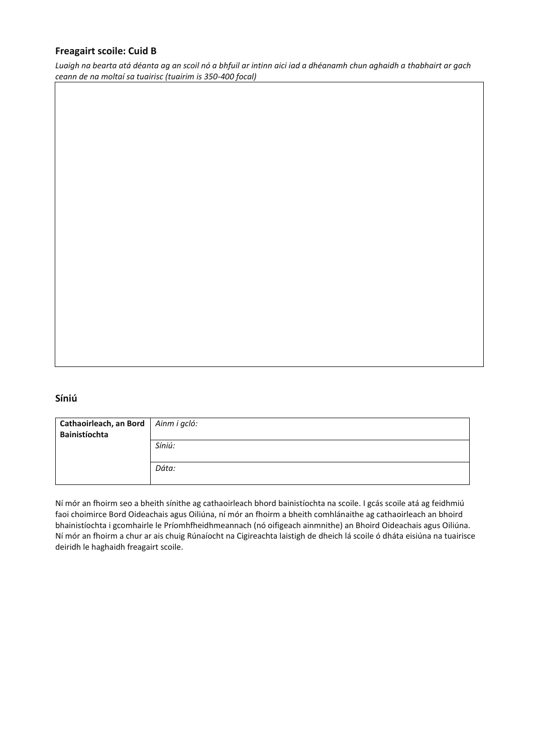## Freagairt scoile: Cuid B

*Luaigh na bearta atá déanta ag an scoil nó a bhfuil ar intinn aici iad a dhéanamh chun aghaidh a thabhairt ar gach ceann de na moltaí sa tuairisc (tuairim is 350-400 focal)*

|  |
|---|
|  |

## Síniú

| **Cathaoirleach, an Bord Bainistíochta** | *Ainm i gcló:* |
|---|---|
|  | *Síniú:* |
|  | *Dáta:* |

Ní mór an fhoirm seo a bheith sínithe ag cathaoirleach bhord bainistíochta na scoile. I gcás scoile atá ag feidhmiú faoi choimirce Bord Oideachais agus Oiliúna, ní mór an fhoirm a bheith comhlánaithe ag cathaoirleach an bhoird bhainistíochta i gcomhairle le Príomhfheidhmeannach (nó oifigeach ainmnithe) an Bhoird Oideachais agus Oiliúna. Ní mór an fhoirm a chur ar ais chuig Rúnaíocht na Cigireachta laistigh de dheich lá scoile ó dháta eisiúna na tuairisce deiridh le haghaidh freagairt scoile.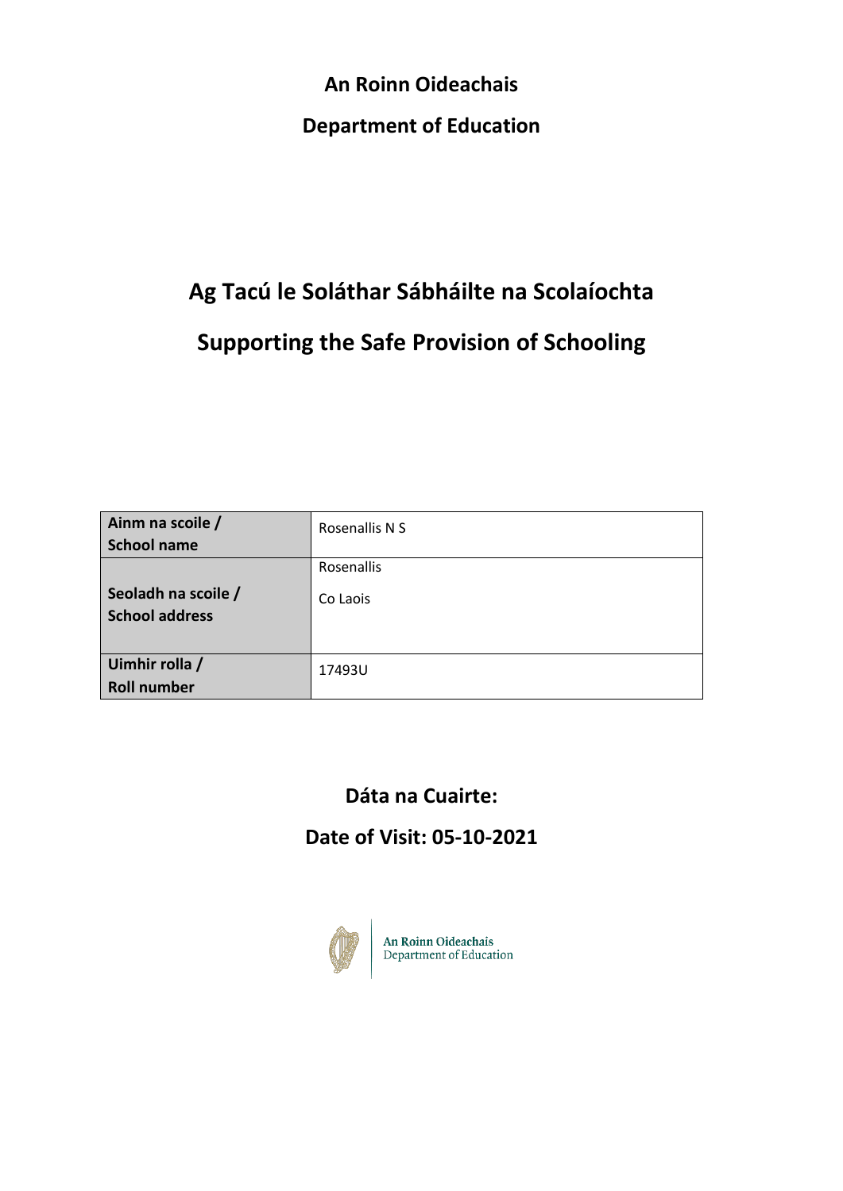**An Roinn Oideachais**

**Department of Education**

# Ag Tacú le Soláthar Sábháilte na Scolaíochta

# Supporting the Safe Provision of Schooling

| **Ainm na scoile / School name** | Rosenallis N S |
|---|---|
| **Seoladh na scoile / School address** | Rosenallis<br>Co Laois |
| **Uimhir rolla / Roll number** | 17493U |

## Dáta na Cuairte:

## Date of Visit: 05-10-2021

An Roinn Oideachais
Department of Education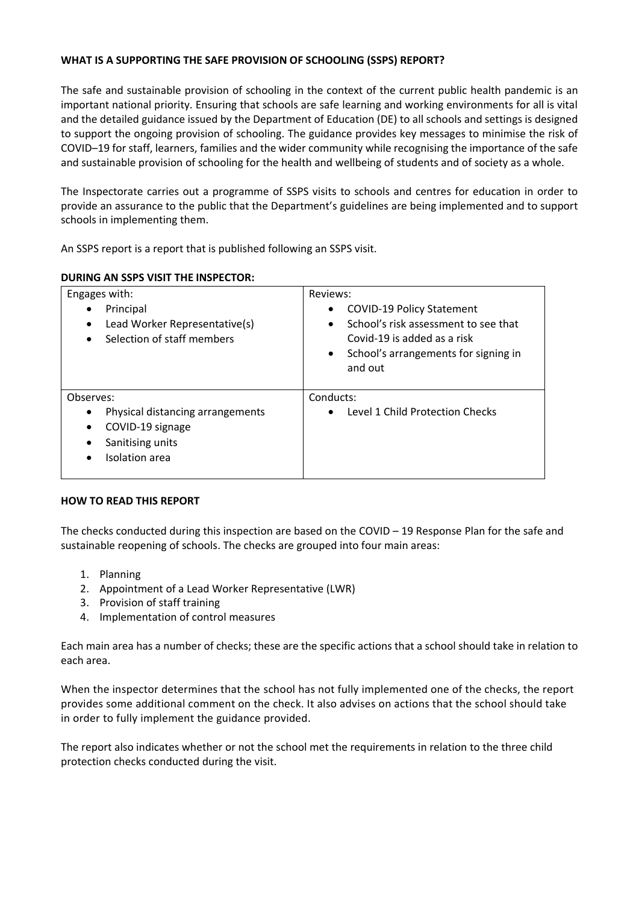## WHAT IS A SUPPORTING THE SAFE PROVISION OF SCHOOLING (SSPS) REPORT?

The safe and sustainable provision of schooling in the context of the current public health pandemic is an important national priority. Ensuring that schools are safe learning and working environments for all is vital and the detailed guidance issued by the Department of Education (DE) to all schools and settings is designed to support the ongoing provision of schooling. The guidance provides key messages to minimise the risk of COVID–19 for staff, learners, families and the wider community while recognising the importance of the safe and sustainable provision of schooling for the health and wellbeing of students and of society as a whole.

The Inspectorate carries out a programme of SSPS visits to schools and centres for education in order to provide an assurance to the public that the Department's guidelines are being implemented and to support schools in implementing them.

An SSPS report is a report that is published following an SSPS visit.

## DURING AN SSPS VISIT THE INSPECTOR:

| Engages with: | Reviews: |
|---|---|
| • Principal<br>• Lead Worker Representative(s)<br>• Selection of staff members | • COVID-19 Policy Statement<br>• School's risk assessment to see that Covid-19 is added as a risk<br>• School's arrangements for signing in and out |
| Observes:<br>• Physical distancing arrangements<br>• COVID-19 signage<br>• Sanitising units<br>• Isolation area | Conducts:<br>• Level 1 Child Protection Checks |

## HOW TO READ THIS REPORT

The checks conducted during this inspection are based on the COVID – 19 Response Plan for the safe and sustainable reopening of schools. The checks are grouped into four main areas:

1. Planning
2. Appointment of a Lead Worker Representative (LWR)
3. Provision of staff training
4. Implementation of control measures

Each main area has a number of checks; these are the specific actions that a school should take in relation to each area.

When the inspector determines that the school has not fully implemented one of the checks, the report provides some additional comment on the check. It also advises on actions that the school should take in order to fully implement the guidance provided.

The report also indicates whether or not the school met the requirements in relation to the three child protection checks conducted during the visit.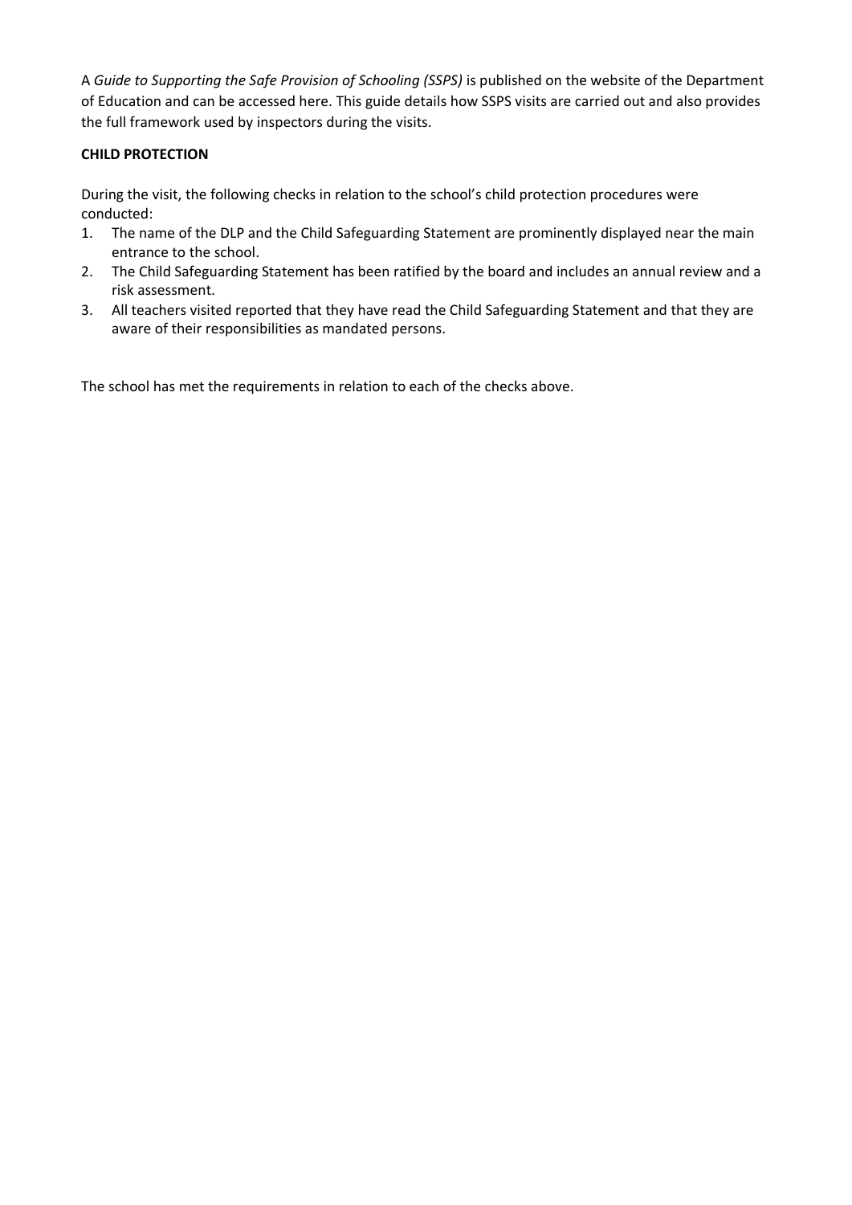A *Guide to Supporting the Safe Provision of Schooling (SSPS)* is published on the website of the Department of Education and can be accessed here. This guide details how SSPS visits are carried out and also provides the full framework used by inspectors during the visits.

**CHILD PROTECTION**

During the visit, the following checks in relation to the school's child protection procedures were conducted:

1. The name of the DLP and the Child Safeguarding Statement are prominently displayed near the main entrance to the school.
2. The Child Safeguarding Statement has been ratified by the board and includes an annual review and a risk assessment.
3. All teachers visited reported that they have read the Child Safeguarding Statement and that they are aware of their responsibilities as mandated persons.

The school has met the requirements in relation to each of the checks above.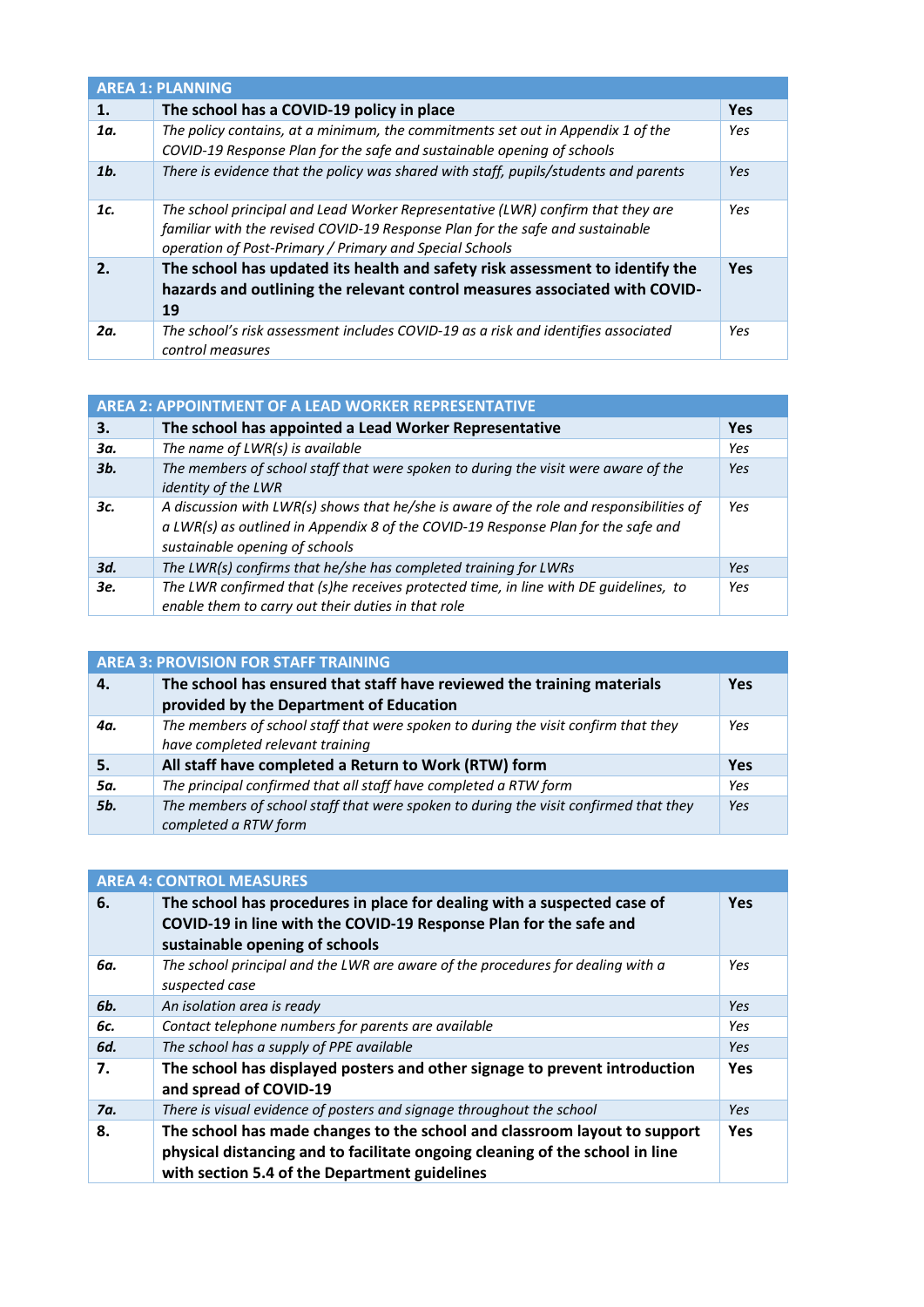| AREA 1: PLANNING | | |
|---|---|---|
| **1.** | **The school has a COVID-19 policy in place** | **Yes** |
| ***1a.*** | *The policy contains, at a minimum, the commitments set out in Appendix 1 of the COVID-19 Response Plan for the safe and sustainable opening of schools* | *Yes* |
| ***1b.*** | *There is evidence that the policy was shared with staff, pupils/students and parents* | *Yes* |
| ***1c.*** | *The school principal and Lead Worker Representative (LWR) confirm that they are familiar with the revised COVID-19 Response Plan for the safe and sustainable operation of Post-Primary / Primary and Special Schools* | *Yes* |
| **2.** | **The school has updated its health and safety risk assessment to identify the hazards and outlining the relevant control measures associated with COVID-19** | **Yes** |
| ***2a.*** | *The school's risk assessment includes COVID-19 as a risk and identifies associated control measures* | *Yes* |

| AREA 2: APPOINTMENT OF A LEAD WORKER REPRESENTATIVE | | |
|---|---|---|
| **3.** | **The school has appointed a Lead Worker Representative** | **Yes** |
| ***3a.*** | *The name of LWR(s) is available* | *Yes* |
| ***3b.*** | *The members of school staff that were spoken to during the visit were aware of the identity of the LWR* | *Yes* |
| ***3c.*** | *A discussion with LWR(s) shows that he/she is aware of the role and responsibilities of a LWR(s) as outlined in Appendix 8 of the COVID-19 Response Plan for the safe and sustainable opening of schools* | *Yes* |
| ***3d.*** | *The LWR(s) confirms that he/she has completed training for LWRs* | *Yes* |
| ***3e.*** | *The LWR confirmed that (s)he receives protected time, in line with DE guidelines, to enable them to carry out their duties in that role* | *Yes* |

| AREA 3: PROVISION FOR STAFF TRAINING | | |
|---|---|---|
| **4.** | **The school has ensured that staff have reviewed the training materials provided by the Department of Education** | **Yes** |
| ***4a.*** | *The members of school staff that were spoken to during the visit confirm that they have completed relevant training* | *Yes* |
| **5.** | **All staff have completed a Return to Work (RTW) form** | **Yes** |
| ***5a.*** | *The principal confirmed that all staff have completed a RTW form* | *Yes* |
| ***5b.*** | *The members of school staff that were spoken to during the visit confirmed that they completed a RTW form* | *Yes* |

| AREA 4: CONTROL MEASURES | | |
|---|---|---|
| **6.** | **The school has procedures in place for dealing with a suspected case of COVID-19 in line with the COVID-19 Response Plan for the safe and sustainable opening of schools** | **Yes** |
| ***6a.*** | *The school principal and the LWR are aware of the procedures for dealing with a suspected case* | *Yes* |
| ***6b.*** | *An isolation area is ready* | *Yes* |
| ***6c.*** | *Contact telephone numbers for parents are available* | *Yes* |
| ***6d.*** | *The school has a supply of PPE available* | *Yes* |
| **7.** | **The school has displayed posters and other signage to prevent introduction and spread of COVID-19** | **Yes** |
| ***7a.*** | *There is visual evidence of posters and signage throughout the school* | *Yes* |
| **8.** | **The school has made changes to the school and classroom layout to support physical distancing and to facilitate ongoing cleaning of the school in line with section 5.4 of the Department guidelines** | **Yes** |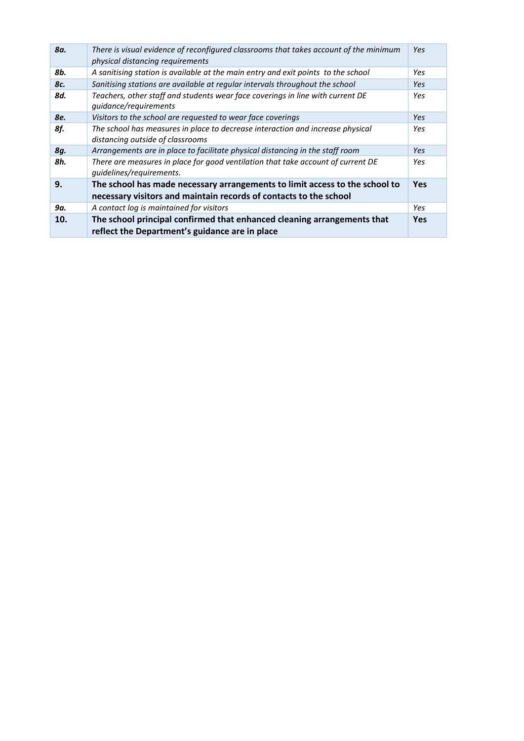| | | |
|---|---|---|
| ***8a.*** | *There is visual evidence of reconfigured classrooms that takes account of the minimum physical distancing requirements* | *Yes* |
| ***8b.*** | *A sanitising station is available at the main entry and exit points to the school* | *Yes* |
| ***8c.*** | *Sanitising stations are available at regular intervals throughout the school* | *Yes* |
| ***8d.*** | *Teachers, other staff and students wear face coverings in line with current DE guidance/requirements* | *Yes* |
| ***8e.*** | *Visitors to the school are requested to wear face coverings* | *Yes* |
| ***8f.*** | *The school has measures in place to decrease interaction and increase physical distancing outside of classrooms* | *Yes* |
| ***8g.*** | *Arrangements are in place to facilitate physical distancing in the staff room* | *Yes* |
| ***8h.*** | *There are measures in place for good ventilation that take account of current DE guidelines/requirements.* | *Yes* |
| **9.** | **The school has made necessary arrangements to limit access to the school to necessary visitors and maintain records of contacts to the school** | **Yes** |
| ***9a.*** | *A contact log is maintained for visitors* | *Yes* |
| **10.** | **The school principal confirmed that enhanced cleaning arrangements that reflect the Department's guidance are in place** | **Yes** |